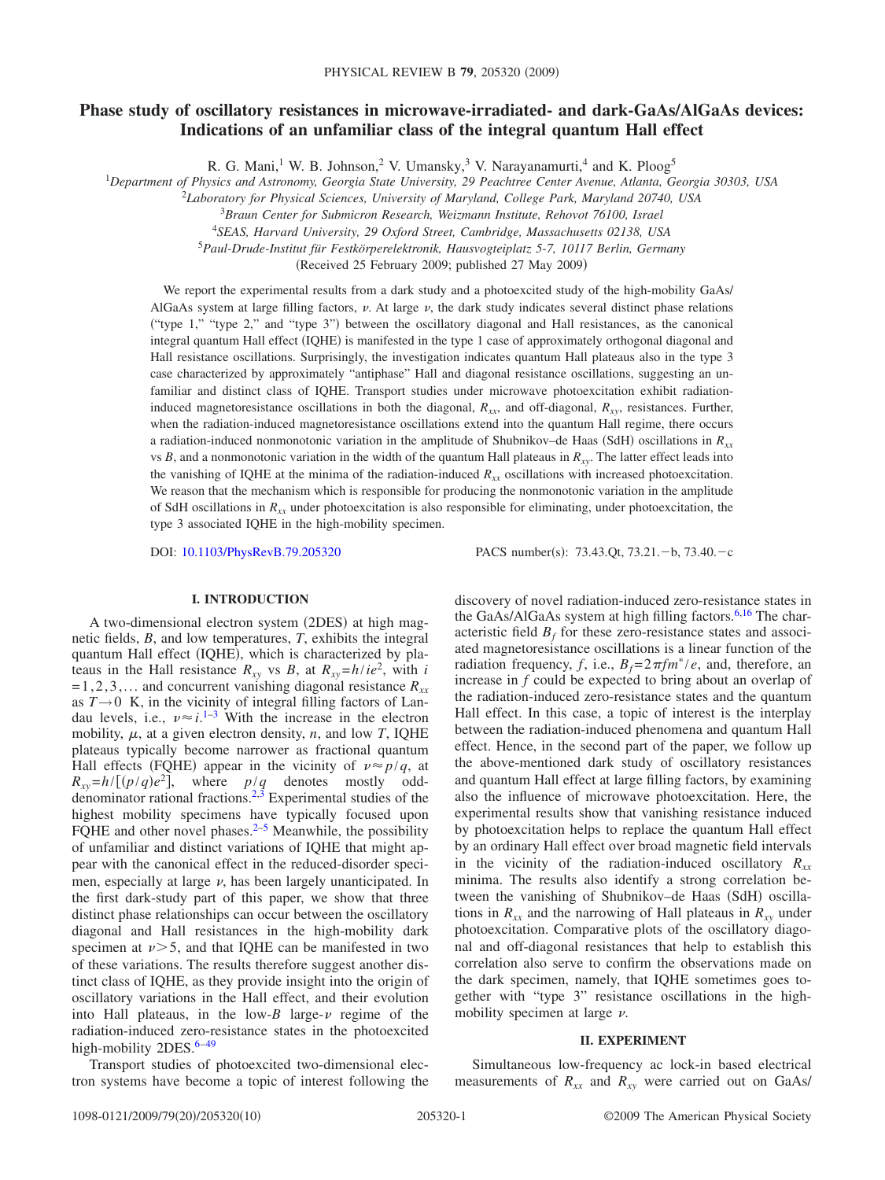# Phase study of oscillatory resistances in microwave-irradiated- and dark-GaAs/AlGaAs devices: Indications of an unfamiliar class of the integral quantum Hall effect

R. G. Mani,[1] W. B. Johnson,[2] V. Umansky,[3] V. Narayanamurti,[4] and K. Ploog[5]

[1]*Department of Physics and Astronomy, Georgia State University, 29 Peachtree Center Avenue, Atlanta, Georgia 30303, USA*
[2]*Laboratory for Physical Sciences, University of Maryland, College Park, Maryland 20740, USA*
[3]*Braun Center for Submicron Research, Weizmann Institute, Rehovot 76100, Israel*
[4]*SEAS, Harvard University, 29 Oxford Street, Cambridge, Massachusetts 02138, USA*
[5]*Paul-Drude-Institut für Festkörperelektronik, Hausvogteiplatz 5-7, 10117 Berlin, Germany*

(Received 25 February 2009; published 27 May 2009)

We report the experimental results from a dark study and a photoexcited study of the high-mobility GaAs/AlGaAs system at large filling factors, $\nu$. At large $\nu$, the dark study indicates several distinct phase relations ("type 1," "type 2," and "type 3") between the oscillatory diagonal and Hall resistances, as the canonical integral quantum Hall effect (IQHE) is manifested in the type 1 case of approximately orthogonal diagonal and Hall resistance oscillations. Surprisingly, the investigation indicates quantum Hall plateaus also in the type 3 case characterized by approximately "antiphase" Hall and diagonal resistance oscillations, suggesting an unfamiliar and distinct class of IQHE. Transport studies under microwave photoexcitation exhibit radiation-induced magnetoresistance oscillations in both the diagonal, $R_{xx}$, and off-diagonal, $R_{xy}$, resistances. Further, when the radiation-induced magnetoresistance oscillations extend into the quantum Hall regime, there occurs a radiation-induced nonmonotonic variation in the amplitude of Shubnikov–de Haas (SdH) oscillations in $R_{xx}$ vs $B$, and a nonmonotonic variation in the width of the quantum Hall plateaus in $R_{xy}$. The latter effect leads into the vanishing of IQHE at the minima of the radiation-induced $R_{xx}$ oscillations with increased photoexcitation. We reason that the mechanism which is responsible for producing the nonmonotonic variation in the amplitude of SdH oscillations in $R_{xx}$ under photoexcitation is also responsible for eliminating, under photoexcitation, the type 3 associated IQHE in the high-mobility specimen.

DOI: 10.1103/PhysRevB.79.205320 PACS number(s): 73.43.Qt, 73.21.−b, 73.40.−c

## I. INTRODUCTION

A two-dimensional electron system (2DES) at high magnetic fields, $B$, and low temperatures, $T$, exhibits the integral quantum Hall effect (IQHE), which is characterized by plateaus in the Hall resistance $R_{xy}$ vs $B$, at $R_{xy}=h/ie^2$, with $i=1,2,3,\ldots$ and concurrent vanishing diagonal resistance $R_{xx}$ as $T\rightarrow 0$ K, in the vicinity of integral filling factors of Landau levels, i.e., $\nu \approx i$.[1–3] With the increase in the electron mobility, $\mu$, at a given electron density, $n$, and low $T$, IQHE plateaus typically become narrower as fractional quantum Hall effects (FQHE) appear in the vicinity of $\nu \approx p/q$, at $R_{xy}=h/[(p/q)e^2]$, where $p/q$ denotes mostly odd-denominator rational fractions.[2,3] Experimental studies of the highest mobility specimens have typically focused upon FQHE and other novel phases.[2–5] Meanwhile, the possibility of unfamiliar and distinct variations of IQHE that might appear with the canonical effect in the reduced-disorder specimen, especially at large $\nu$, has been largely unanticipated. In the first dark-study part of this paper, we show that three distinct phase relationships can occur between the oscillatory diagonal and Hall resistances in the high-mobility dark specimen at $\nu>5$, and that IQHE can be manifested in two of these variations. The results therefore suggest another distinct class of IQHE, as they provide insight into the origin of oscillatory variations in the Hall effect, and their evolution into Hall plateaus, in the low-$B$ large-$\nu$ regime of the radiation-induced zero-resistance states in the photoexcited high-mobility 2DES.[6–49]

Transport studies of photoexcited two-dimensional electron systems have become a topic of interest following the discovery of novel radiation-induced zero-resistance states in the GaAs/AlGaAs system at high filling factors.[6,16] The characteristic field $B_f$ for these zero-resistance states and associated magnetoresistance oscillations is a linear function of the radiation frequency, $f$, i.e., $B_f=2\pi f m^*/e$, and, therefore, an increase in $f$ could be expected to bring about an overlap of the radiation-induced zero-resistance states and the quantum Hall effect. In this case, a topic of interest is the interplay between the radiation-induced phenomena and quantum Hall effect. Hence, in the second part of the paper, we follow up the above-mentioned dark study of oscillatory resistances and quantum Hall effect at large filling factors, by examining also the influence of microwave photoexcitation. Here, the experimental results show that vanishing resistance induced by photoexcitation helps to replace the quantum Hall effect by an ordinary Hall effect over broad magnetic field intervals in the vicinity of the radiation-induced oscillatory $R_{xx}$ minima. The results also identify a strong correlation between the vanishing of Shubnikov–de Haas (SdH) oscillations in $R_{xx}$ and the narrowing of Hall plateaus in $R_{xy}$ under photoexcitation. Comparative plots of the oscillatory diagonal and off-diagonal resistances that help to establish this correlation also serve to confirm the observations made on the dark specimen, namely, that IQHE sometimes goes together with "type 3" resistance oscillations in the high-mobility specimen at large $\nu$.

## II. EXPERIMENT

Simultaneous low-frequency ac lock-in based electrical measurements of $R_{xx}$ and $R_{xy}$ were carried out on GaAs/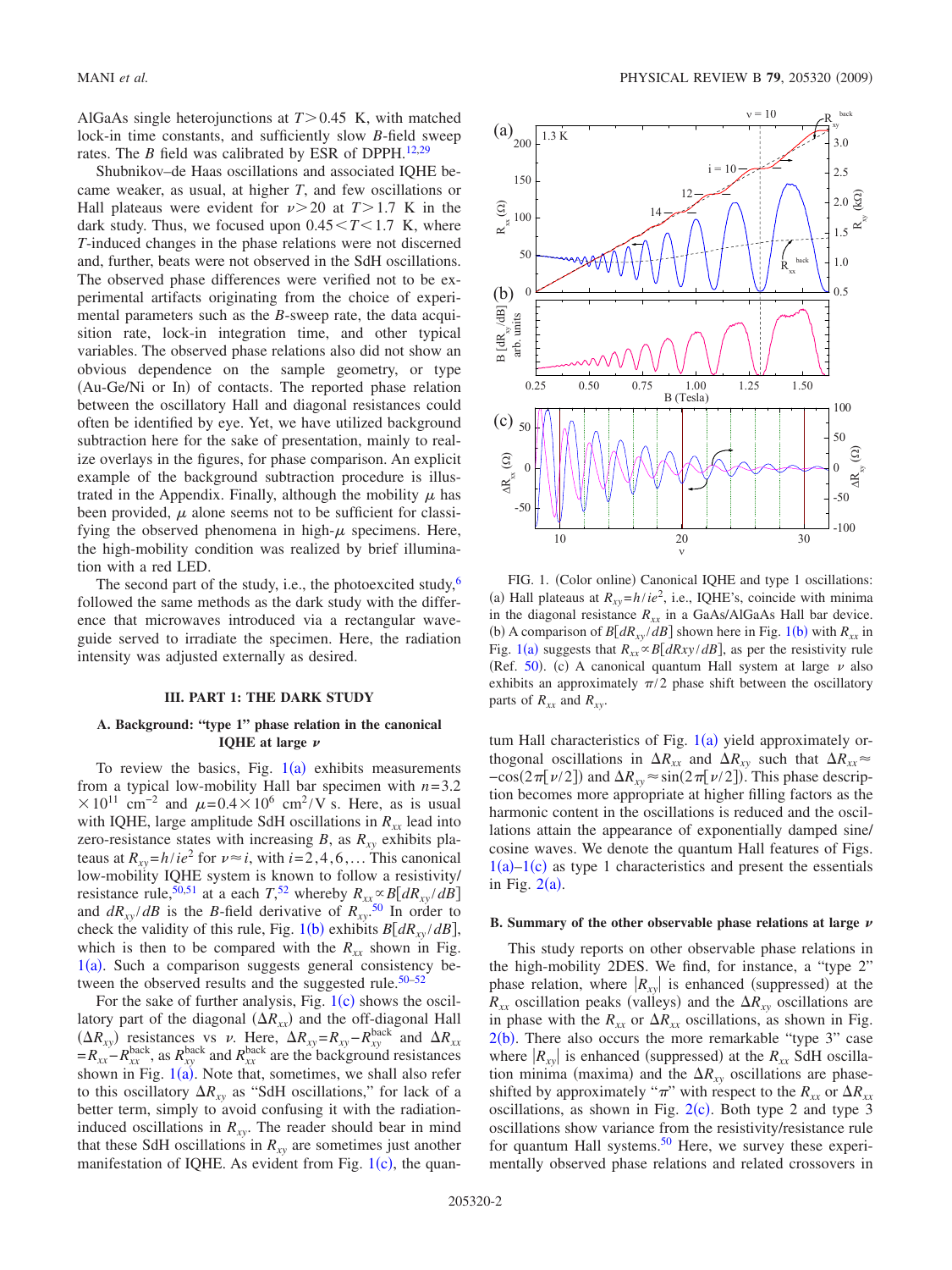AlGaAs single heterojunctions at $T > 0.45$ K, with matched lock-in time constants, and sufficiently slow $B$-field sweep rates. The $B$ field was calibrated by ESR of DPPH.[12,29]

Shubnikov–de Haas oscillations and associated IQHE became weaker, as usual, at higher $T$, and few oscillations or Hall plateaus were evident for $\nu > 20$ at $T > 1.7$ K in the dark study. Thus, we focused upon $0.45 < T < 1.7$ K, where $T$-induced changes in the phase relations were not discerned and, further, beats were not observed in the SdH oscillations. The observed phase differences were verified not to be experimental artifacts originating from the choice of experimental parameters such as the $B$-sweep rate, the data acquisition rate, lock-in integration time, and other typical variables. The observed phase relations also did not show an obvious dependence on the sample geometry, or type (Au-Ge/Ni or In) of contacts. The reported phase relation between the oscillatory Hall and diagonal resistances could often be identified by eye. Yet, we have utilized background subtraction here for the sake of presentation, mainly to realize overlays in the figures, for phase comparison. An explicit example of the background subtraction procedure is illustrated in the Appendix. Finally, although the mobility $\mu$ has been provided, $\mu$ alone seems not to be sufficient for classifying the observed phenomena in high-$\mu$ specimens. Here, the high-mobility condition was realized by brief illumination with a red LED.

The second part of the study, i.e., the photoexcited study,[6] followed the same methods as the dark study with the difference that microwaves introduced via a rectangular waveguide served to irradiate the specimen. Here, the radiation intensity was adjusted externally as desired.

## III. PART 1: THE DARK STUDY

### A. Background: "type 1" phase relation in the canonical IQHE at large $\nu$

To review the basics, Fig. 1(a) exhibits measurements from a typical low-mobility Hall bar specimen with $n = 3.2 \times 10^{11}$ cm$^{-2}$ and $\mu = 0.4 \times 10^{6}$ cm$^2$/V s. Here, as is usual with IQHE, large amplitude SdH oscillations in $R_{xx}$ lead into zero-resistance states with increasing $B$, as $R_{xy}$ exhibits plateaus at $R_{xy} = h/ie^2$ for $\nu \approx i$, with $i = 2, 4, 6, \ldots$ This canonical low-mobility IQHE system is known to follow a resistivity/resistance rule,[50,51] at a each $T$,[52] whereby $R_{xx} \propto B[dR_{xy}/dB]$ and $dR_{xy}/dB$ is the $B$-field derivative of $R_{xy}$.[50] In order to check the validity of this rule, Fig. 1(b) exhibits $B[dR_{xy}/dB]$, which is then to be compared with the $R_{xx}$ shown in Fig. 1(a). Such a comparison suggests general consistency between the observed results and the suggested rule.[50–52]

For the sake of further analysis, Fig. 1(c) shows the oscillatory part of the diagonal ($\Delta R_{xx}$) and the off-diagonal Hall ($\Delta R_{xy}$) resistances vs $\nu$. Here, $\Delta R_{xy} = R_{xy} - R_{xy}^{\mathrm{back}}$ and $\Delta R_{xx} = R_{xx} - R_{xx}^{\mathrm{back}}$, as $R_{xy}^{\mathrm{back}}$ and $R_{xx}^{\mathrm{back}}$ are the background resistances shown in Fig. 1(a). Note that, sometimes, we shall also refer to this oscillatory $\Delta R_{xy}$ as "SdH oscillations," for lack of a better term, simply to avoid confusing it with the radiation-induced oscillations in $R_{xy}$. The reader should bear in mind that these SdH oscillations in $R_{xy}$ are sometimes just another manifestation of IQHE. As evident from Fig. 1(c), the quantum Hall characteristics of Fig. 1(a) yield approximately orthogonal oscillations in $\Delta R_{xx}$ and $\Delta R_{xy}$ such that $\Delta R_{xx} \approx -\cos(2\pi[\nu/2])$ and $\Delta R_{xy} \approx \sin(2\pi[\nu/2])$. This phase description becomes more appropriate at higher filling factors as the harmonic content in the oscillations is reduced and the oscillations attain the appearance of exponentially damped sine/cosine waves. We denote the quantum Hall features of Figs. 1(a)–1(c) as type 1 characteristics and present the essentials in Fig. 2(a).

FIG. 1. (Color online) Canonical IQHE and type 1 oscillations: (a) Hall plateaus at $R_{xy} = h/ie^2$, i.e., IQHE's, coincide with minima in the diagonal resistance $R_{xx}$ in a GaAs/AlGaAs Hall bar device. (b) A comparison of $B[dR_{xy}/dB]$ shown here in Fig. 1(b) with $R_{xx}$ in Fig. 1(a) suggests that $R_{xx} \propto B[dRxy/dB]$, as per the resistivity rule (Ref. 50). (c) A canonical quantum Hall system at large $\nu$ also exhibits an approximately $\pi/2$ phase shift between the oscillatory parts of $R_{xx}$ and $R_{xy}$.

### B. Summary of the other observable phase relations at large $\nu$

This study reports on other observable phase relations in the high-mobility 2DES. We find, for instance, a "type 2" phase relation, where $|R_{xy}|$ is enhanced (suppressed) at the $R_{xx}$ oscillation peaks (valleys) and the $\Delta R_{xy}$ oscillations are in phase with the $R_{xx}$ or $\Delta R_{xx}$ oscillations, as shown in Fig. 2(b). There also occurs the more remarkable "type 3" case where $|R_{xy}|$ is enhanced (suppressed) at the $R_{xx}$ SdH oscillation minima (maxima) and the $\Delta R_{xy}$ oscillations are phase-shifted by approximately "$\pi$" with respect to the $R_{xx}$ or $\Delta R_{xx}$ oscillations, as shown in Fig. 2(c). Both type 2 and type 3 oscillations show variance from the resistivity/resistance rule for quantum Hall systems.[50] Here, we survey these experimentally observed phase relations and related crossovers in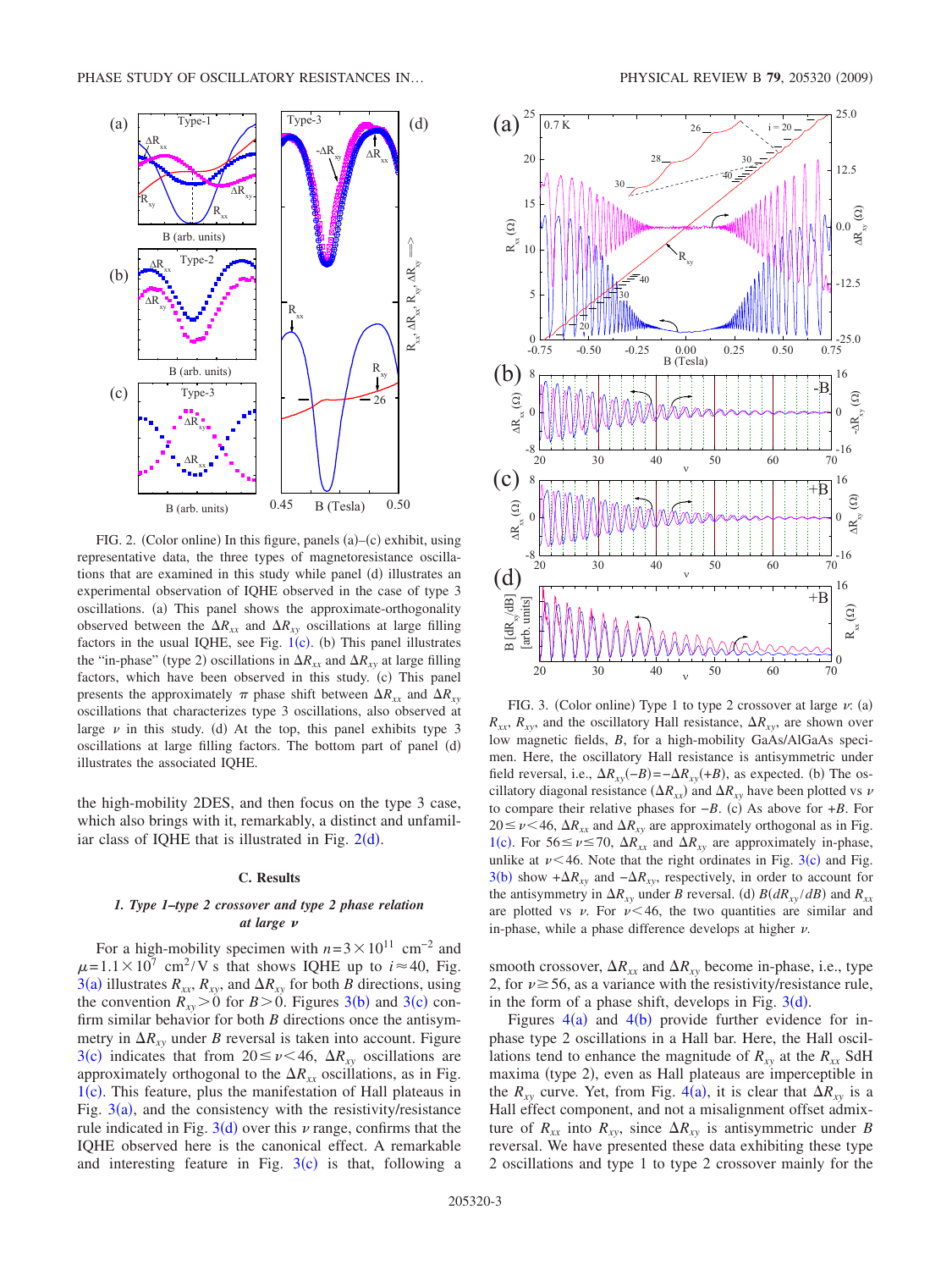FIG. 2. (Color online) In this figure, panels (a)–(c) exhibit, using representative data, the three types of magnetoresistance oscillations that are examined in this study while panel (d) illustrates an experimental observation of IQHE observed in the case of type 3 oscillations. (a) This panel shows the approximate-orthogonality observed between the $\Delta R_{xx}$ and $\Delta R_{xy}$ oscillations at large filling factors in the usual IQHE, see Fig. 1(c). (b) This panel illustrates the "in-phase" (type 2) oscillations in $\Delta R_{xx}$ and $\Delta R_{xy}$ at large filling factors, which have been observed in this study. (c) This panel presents the approximately $\pi$ phase shift between $\Delta R_{xx}$ and $\Delta R_{xy}$ oscillations that characterizes type 3 oscillations, also observed at large $\nu$ in this study. (d) At the top, this panel exhibits type 3 oscillations at large filling factors. The bottom part of panel (d) illustrates the associated IQHE.

the high-mobility 2DES, and then focus on the type 3 case, which also brings with it, remarkably, a distinct and unfamiliar class of IQHE that is illustrated in Fig. 2(d).

### C. Results

#### 1. Type 1–type 2 crossover and type 2 phase relation at large $\nu$

For a high-mobility specimen with $n=3\times10^{11}$ cm$^{-2}$ and $\mu=1.1\times10^{7}$ cm$^2$/V s that shows IQHE up to $i\approx40$, Fig. 3(a) illustrates $R_{xx}$, $R_{xy}$, and $\Delta R_{xy}$ for both $B$ directions, using the convention $R_{xy}>0$ for $B>0$. Figures 3(b) and 3(c) confirm similar behavior for both $B$ directions once the antisymmetry in $\Delta R_{xy}$ under $B$ reversal is taken into account. Figure 3(c) indicates that from $20\leq\nu<46$, $\Delta R_{xy}$ oscillations are approximately orthogonal to the $\Delta R_{xx}$ oscillations, as in Fig. 1(c). This feature, plus the manifestation of Hall plateaus in Fig. 3(a), and the consistency with the resistivity/resistance rule indicated in Fig. 3(d) over this $\nu$ range, confirms that the IQHE observed here is the canonical effect. A remarkable and interesting feature in Fig. 3(c) is that, following a smooth crossover, $\Delta R_{xx}$ and $\Delta R_{xy}$ become in-phase, i.e., type 2, for $\nu\geq56$, as a variance with the resistivity/resistance rule, in the form of a phase shift, develops in Fig. 3(d).

FIG. 3. (Color online) Type 1 to type 2 crossover at large $\nu$: (a) $R_{xx}$, $R_{xy}$, and the oscillatory Hall resistance, $\Delta R_{xy}$, are shown over low magnetic fields, $B$, for a high-mobility GaAs/AlGaAs specimen. Here, the oscillatory Hall resistance is antisymmetric under field reversal, i.e., $\Delta R_{xy}(-B)=-\Delta R_{xy}(+B)$, as expected. (b) The oscillatory diagonal resistance $(\Delta R_{xx})$ and $\Delta R_{xy}$ have been plotted vs $\nu$ to compare their relative phases for $-B$. (c) As above for $+B$. For $20\leq\nu<46$, $\Delta R_{xx}$ and $\Delta R_{xy}$ are approximately orthogonal as in Fig. 1(c). For $56\leq\nu\leq70$, $\Delta R_{xx}$ and $\Delta R_{xy}$ are approximately in-phase, unlike at $\nu<46$. Note that the right ordinates in Fig. 3(c) and Fig. 3(b) show $+\Delta R_{xy}$ and $-\Delta R_{xy}$, respectively, in order to account for the antisymmetry in $\Delta R_{xy}$ under $B$ reversal. (d) $B(dR_{xy}/dB)$ and $R_{xx}$ are plotted vs $\nu$. For $\nu<46$, the two quantities are similar and in-phase, while a phase difference develops at higher $\nu$.

Figures 4(a) and 4(b) provide further evidence for in-phase type 2 oscillations in a Hall bar. Here, the Hall oscillations tend to enhance the magnitude of $R_{xy}$ at the $R_{xx}$ SdH maxima (type 2), even as Hall plateaus are imperceptible in the $R_{xy}$ curve. Yet, from Fig. 4(a), it is clear that $\Delta R_{xy}$ is a Hall effect component, and not a misalignment offset admixture of $R_{xx}$ into $R_{xy}$, since $\Delta R_{xy}$ is antisymmetric under $B$ reversal. We have presented these data exhibiting these type 2 oscillations and type 1 to type 2 crossover mainly for the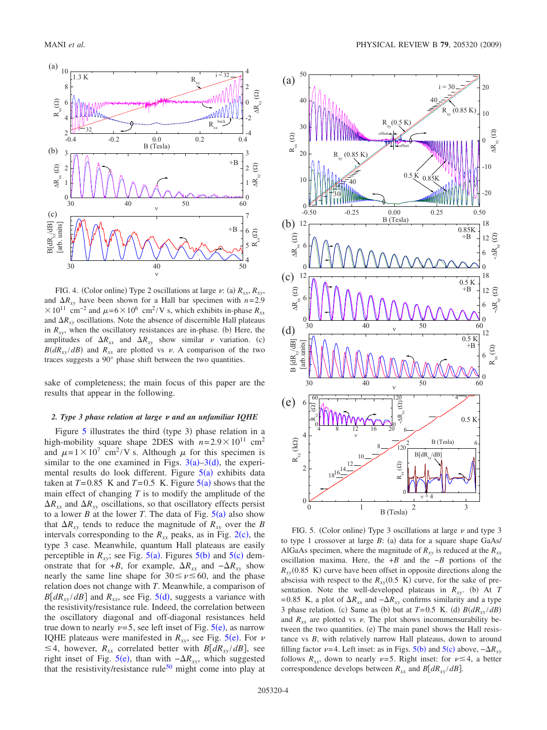FIG. 4. (Color online) Type 2 oscillations at large $\nu$: (a) $R_{xx}$, $R_{xy}$, and $\Delta R_{xy}$ have been shown for a Hall bar specimen with $n=2.9 \times 10^{11}$ cm$^{-2}$ and $\mu = 6\times 10^{6}$ cm$^2$/V s, which exhibits in-phase $R_{xx}$ and $\Delta R_{xy}$ oscillations. Note the absence of discernible Hall plateaus in $R_{xy}$, when the oscillatory resistances are in-phase. (b) Here, the amplitudes of $\Delta R_{xx}$ and $\Delta R_{xy}$ show similar $\nu$ variation. (c) $B(dR_{xy}/dB)$ and $R_{xx}$ are plotted vs $\nu$. A comparison of the two traces suggests a 90° phase shift between the two quantities.

sake of completeness; the main focus of this paper are the results that appear in the following.

### 2. Type 3 phase relation at large $\nu$ and an unfamiliar IQHE

Figure 5 illustrates the third (type 3) phase relation in a high-mobility square shape 2DES with $n=2.9\times 10^{11}$ cm$^2$ and $\mu = 1\times 10^{7}$ cm$^2$/V s. Although $\mu$ for this specimen is similar to the one examined in Figs. 3(a)–3(d), the experimental results do look different. Figure 5(a) exhibits data taken at $T=0.85$ K and $T=0.5$ K. Figure 5(a) shows that the main effect of changing $T$ is to modify the amplitude of the $\Delta R_{xx}$ and $\Delta R_{xy}$ oscillations, so that oscillatory effects persist to a lower $B$ at the lower $T$. The data of Fig. 5(a) also show that $\Delta R_{xy}$ tends to reduce the magnitude of $R_{xy}$ over the $B$ intervals corresponding to the $R_{xx}$ peaks, as in Fig. 2(c), the type 3 case. Meanwhile, quantum Hall plateaus are easily perceptible in $R_{xy}$; see Fig. 5(a). Figures 5(b) and 5(c) demonstrate that for $+B$, for example, $\Delta R_{xx}$ and $-\Delta R_{xy}$ show nearly the same line shape for $30 \leq \nu \leq 60$, and the phase relation does not change with $T$. Meanwhile, a comparison of $B[dR_{xy}/dB]$ and $R_{xx}$, see Fig. 5(d), suggests a variance with the resistivity/resistance rule. Indeed, the correlation between the oscillatory diagonal and off-diagonal resistances held true down to nearly $\nu=5$, see left inset of Fig. 5(e), as narrow IQHE plateaus were manifested in $R_{xy}$, see Fig. 5(e). For $\nu \leq 4$, however, $R_{xx}$ correlated better with $B[dR_{xy}/dB]$, see right inset of Fig. 5(e), than with $-\Delta R_{xy}$, which suggested that the resistivity/resistance rule[50] might come into play at

FIG. 5. (Color online) Type 3 oscillations at large $\nu$ and type 3 to type 1 crossover at large $B$: (a) data for a square shape GaAs/AlGaAs specimen, where the magnitude of $R_{xy}$ is reduced at the $R_{xx}$ oscillation maxima. Here, the $+B$ and the $-B$ portions of the $R_{xy}$(0.85 K) curve have been offset in opposite directions along the abscissa with respect to the $R_{xy}$(0.5 K) curve, for the sake of presentation. Note the well-developed plateaus in $R_{xy}$. (b) At $T=0.85$ K, a plot of $\Delta R_{xx}$ and $-\Delta R_{xy}$ confirms similarity and a type 3 phase relation. (c) Same as (b) but at $T=0.5$ K. (d) $B(dR_{xy}/dB)$ and $R_{xx}$ are plotted vs $\nu$. The plot shows incommensurability between the two quantities. (e) The main panel shows the Hall resistance vs $B$, with relatively narrow Hall plateaus, down to around filling factor $\nu=4$. Left inset: as in Figs. 5(b) and 5(c) above, $-\Delta R_{xy}$ follows $R_{xx}$, down to nearly $\nu=5$. Right inset: for $\nu \leq 4$, a better correspondence develops between $R_{xx}$ and $B[dR_{xy}/dB]$.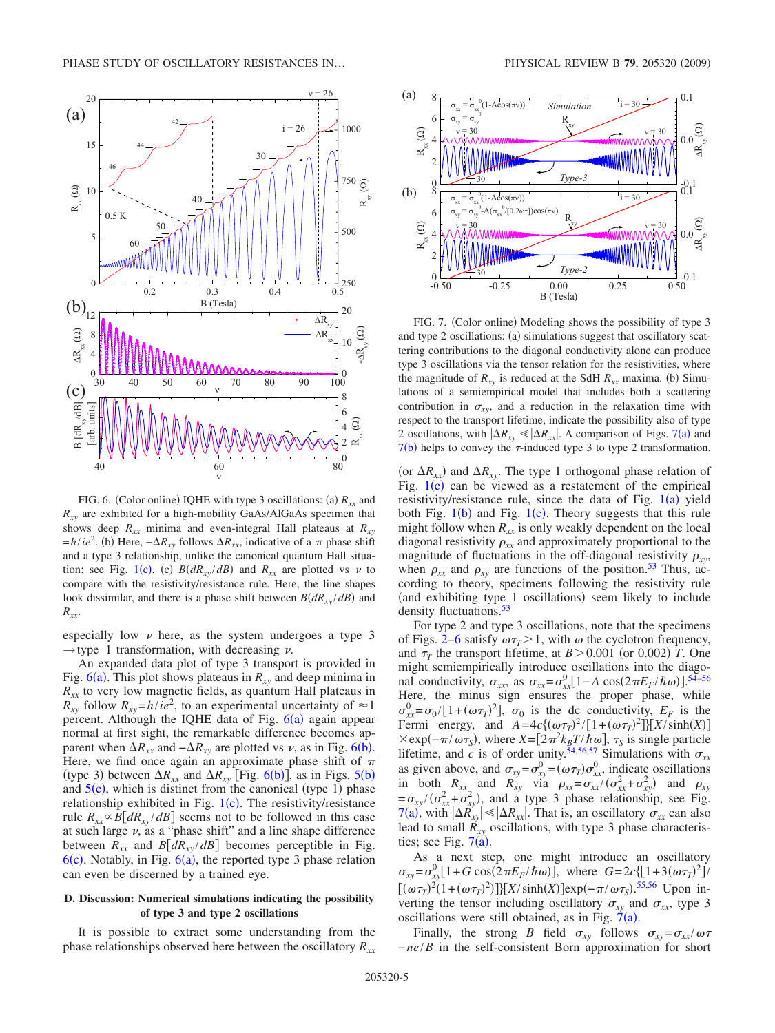FIG. 6. (Color online) IQHE with type 3 oscillations: (a) $R_{xx}$ and $R_{xy}$ are exhibited for a high-mobility GaAs/AlGaAs specimen that shows deep $R_{xx}$ minima and even-integral Hall plateaus at $R_{xy} = h/ie^2$. (b) Here, $-\Delta R_{xy}$ follows $\Delta R_{xx}$, indicative of a $\pi$ phase shift and a type 3 relationship, unlike the canonical quantum Hall situation; see Fig. 1(c). (c) $B(dR_{xy}/dB)$ and $R_{xx}$ are plotted vs $\nu$ to compare with the resistivity/resistance rule. Here, the line shapes look dissimilar, and there is a phase shift between $B(dR_{xy}/dB)$ and $R_{xx}$.

especially low $\nu$ here, as the system undergoes a type 3 $\rightarrow$ type 1 transformation, with decreasing $\nu$.

An expanded data plot of type 3 transport is provided in Fig. 6(a). This plot shows plateaus in $R_{xy}$ and deep minima in $R_{xx}$ to very low magnetic fields, as quantum Hall plateaus in $R_{xy}$ follow $R_{xy} = h/ie^2$, to an experimental uncertainty of $\approx 1$ percent. Although the IQHE data of Fig. 6(a) again appear normal at first sight, the remarkable difference becomes apparent when $\Delta R_{xx}$ and $-\Delta R_{xy}$ are plotted vs $\nu$, as in Fig. 6(b). Here, we find once again an approximate phase shift of $\pi$ (type 3) between $\Delta R_{xx}$ and $\Delta R_{xy}$ [Fig. 6(b)], as in Figs. 5(b) and 5(c), which is distinct from the canonical (type 1) phase relationship exhibited in Fig. 1(c). The resistivity/resistance rule $R_{xx} \propto B[dR_{xy}/dB]$ seems not to be followed in this case at such large $\nu$, as a "phase shift" and a line shape difference between $R_{xx}$ and $B[dR_{xy}/dB]$ becomes perceptible in Fig. 6(c). Notably, in Fig. 6(a), the reported type 3 phase relation can even be discerned by a trained eye.

### D. Discussion: Numerical simulations indicating the possibility of type 3 and type 2 oscillations

It is possible to extract some understanding from the phase relationships observed here between the oscillatory $R_{xx}$ (or $\Delta R_{xx}$) and $\Delta R_{xy}$. The type 1 orthogonal phase relation of Fig. 1(c) can be viewed as a restatement of the empirical resistivity/resistance rule, since the data of Fig. 1(a) yield both Fig. 1(b) and Fig. 1(c). Theory suggests that this rule might follow when $R_{xx}$ is only weakly dependent on the local diagonal resistivity $\rho_{xx}$ and approximately proportional to the magnitude of fluctuations in the off-diagonal resistivity $\rho_{xy}$, when $\rho_{xx}$ and $\rho_{xy}$ are functions of the position.[53] Thus, according to theory, specimens following the resistivity rule (and exhibiting type 1 oscillations) seem likely to include density fluctuations.[53]

FIG. 7. (Color online) Modeling shows the possibility of type 3 and type 2 oscillations: (a) simulations suggest that oscillatory scattering contributions to the diagonal conductivity alone can produce type 3 oscillations via the tensor relation for the resistivities, where the magnitude of $R_{xy}$ is reduced at the SdH $R_{xx}$ maxima. (b) Simulations of a semiempirical model that includes both a scattering contribution in $\sigma_{xy}$, and a reduction in the relaxation time with respect to the transport lifetime, indicate the possibility also of type 2 oscillations, with $|\Delta R_{xy}| \ll |\Delta R_{xx}|$. A comparison of Figs. 7(a) and 7(b) helps to convey the $\tau$-induced type 3 to type 2 transformation.

For type 2 and type 3 oscillations, note that the specimens of Figs. 2–6 satisfy $\omega\tau_T > 1$, with $\omega$ the cyclotron frequency, and $\tau_T$ the transport lifetime, at $B > 0.001$ (or 0.002) T. One might semiempirically introduce oscillations into the diagonal conductivity, $\sigma_{xx}$, as $\sigma_{xx} = \sigma_{xx}^0[1 - A\cos(2\pi E_F/\hbar\omega)]$.[54–56] Here, the minus sign ensures the proper phase, while $\sigma_{xx}^0 = \sigma_0/[1+(\omega\tau_T)^2]$, $\sigma_0$ is the dc conductivity, $E_F$ is the Fermi energy, and $A = 4c\{(\omega\tau_T)^2/[1+(\omega\tau_T)^2]\}[X/\sinh(X)] \times \exp(-\pi/\omega\tau_S)$, where $X = [2\pi^2 k_B T/\hbar\omega]$, $\tau_S$ is single particle lifetime, and $c$ is of order unity.[54,56,57] Simulations with $\sigma_{xx}$ as given above, and $\sigma_{xy} = \sigma_{xy}^0 = (\omega\tau_T)\sigma_{xx}^0$, indicate oscillations in both $R_{xx}$ and $R_{xy}$ via $\rho_{xx} = \sigma_{xx}/(\sigma_{xx}^2 + \sigma_{xy}^2)$ and $\rho_{xy} = \sigma_{xy}/(\sigma_{xx}^2 + \sigma_{xy}^2)$, and a type 3 phase relationship, see Fig. 7(a), with $|\Delta R_{xy}| \ll |\Delta R_{xx}|$. That is, an oscillatory $\sigma_{xx}$ can also lead to small $R_{xy}$ oscillations, with type 3 phase characteristics; see Fig. 7(a).

As a next step, one might introduce an oscillatory $\sigma_{xy} = \sigma_{xy}^0[1 + G\cos(2\pi E_F/\hbar\omega)]$, where $G = 2c\{[1+3(\omega\tau_T)^2]/[(\omega\tau_T)^2(1+(\omega\tau_T)^2)]\}[X/\sinh(X)]\exp(-\pi/\omega\tau_S)$.[55,56] Upon inverting the tensor including oscillatory $\sigma_{xy}$ and $\sigma_{xx}$, type 3 oscillations were still obtained, as in Fig. 7(a).

Finally, the strong $B$ field $\sigma_{xy}$ follows $\sigma_{xy} = \sigma_{xx}/\omega\tau - ne/B$ in the self-consistent Born approximation for short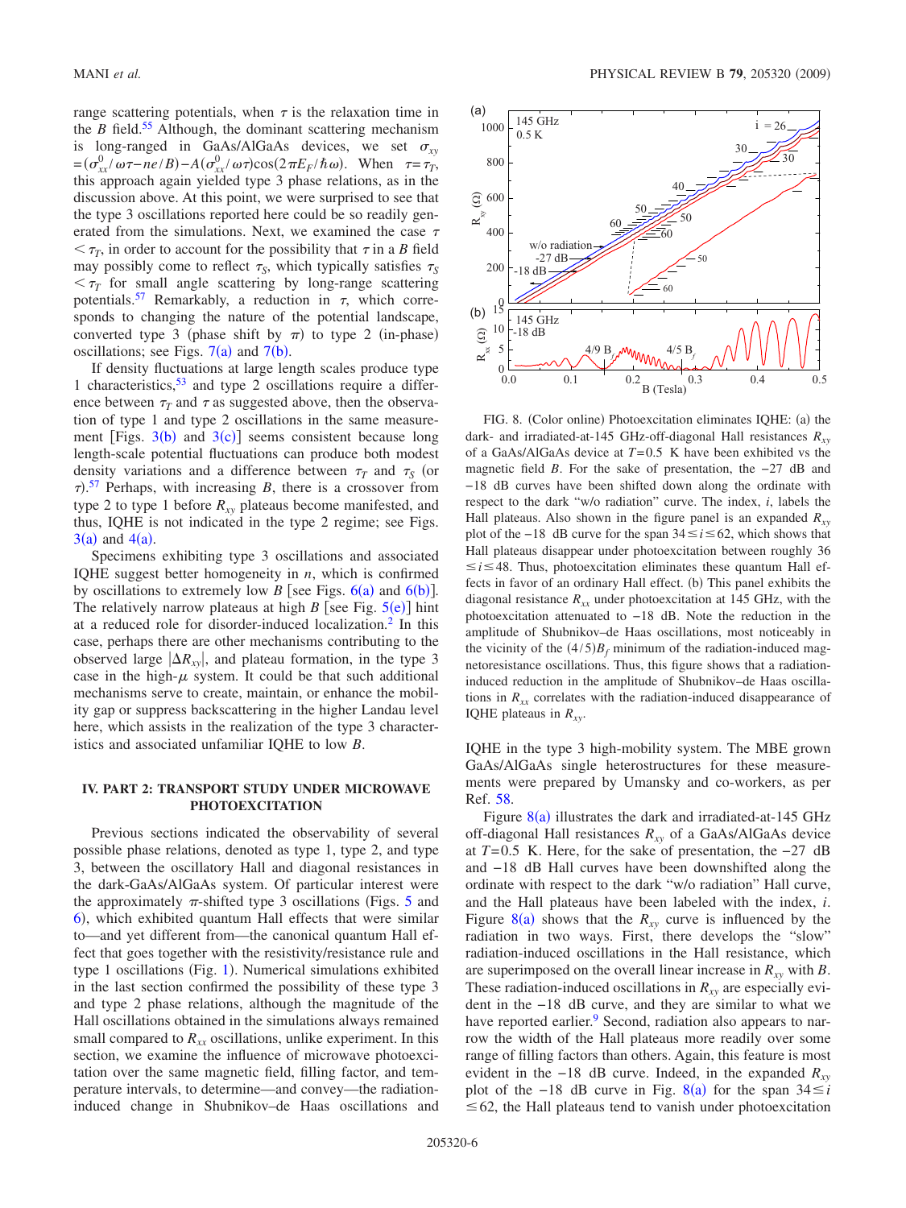range scattering potentials, when $\tau$ is the relaxation time in the $B$ field.[55] Although, the dominant scattering mechanism is long-ranged in GaAs/AlGaAs devices, we set $\sigma_{xy} = (\sigma_{xx}^0/\omega\tau - ne/B) - A(\sigma_{xx}^0/\omega\tau)\cos(2\pi E_F/\hbar\omega)$. When $\tau = \tau_T$, this approach again yielded type 3 phase relations, as in the discussion above. At this point, we were surprised to see that the type 3 oscillations reported here could be so readily generated from the simulations. Next, we examined the case $\tau < \tau_T$, in order to account for the possibility that $\tau$ in a $B$ field may possibly come to reflect $\tau_S$, which typically satisfies $\tau_S < \tau_T$ for small angle scattering by long-range scattering potentials.[57] Remarkably, a reduction in $\tau$, which corresponds to changing the nature of the potential landscape, converted type 3 (phase shift by $\pi$) to type 2 (in-phase) oscillations; see Figs. 7(a) and 7(b).

If density fluctuations at large length scales produce type 1 characteristics,[53] and type 2 oscillations require a difference between $\tau_T$ and $\tau$ as suggested above, then the observation of type 1 and type 2 oscillations in the same measurement [Figs. 3(b) and 3(c)] seems consistent because long length-scale potential fluctuations can produce both modest density variations and a difference between $\tau_T$ and $\tau_S$ (or $\tau$).[57] Perhaps, with increasing $B$, there is a crossover from type 2 to type 1 before $R_{xy}$ plateaus become manifested, and thus, IQHE is not indicated in the type 2 regime; see Figs. 3(a) and 4(a).

Specimens exhibiting type 3 oscillations and associated IQHE suggest better homogeneity in $n$, which is confirmed by oscillations to extremely low $B$ [see Figs. 6(a) and 6(b)]. The relatively narrow plateaus at high $B$ [see Fig. 5(e)] hint at a reduced role for disorder-induced localization.[2] In this case, perhaps there are other mechanisms contributing to the observed large $|\Delta R_{xy}|$, and plateau formation, in the type 3 case in the high-$\mu$ system. It could be that such additional mechanisms serve to create, maintain, or enhance the mobility gap or suppress backscattering in the higher Landau level here, which assists in the realization of the type 3 characteristics and associated unfamiliar IQHE to low $B$.

## IV. PART 2: TRANSPORT STUDY UNDER MICROWAVE PHOTOEXCITATION

Previous sections indicated the observability of several possible phase relations, denoted as type 1, type 2, and type 3, between the oscillatory Hall and diagonal resistances in the dark-GaAs/AlGaAs system. Of particular interest were the approximately $\pi$-shifted type 3 oscillations (Figs. 5 and 6), which exhibited quantum Hall effects that were similar to—and yet different from—the canonical quantum Hall effect that goes together with the resistivity/resistance rule and type 1 oscillations (Fig. 1). Numerical simulations exhibited in the last section confirmed the possibility of these type 3 and type 2 phase relations, although the magnitude of the Hall oscillations obtained in the simulations always remained small compared to $R_{xx}$ oscillations, unlike experiment. In this section, we examine the influence of microwave photoexcitation over the same magnetic field, filling factor, and temperature intervals, to determine—and convey—the radiation-induced change in Shubnikov–de Haas oscillations and IQHE in the type 3 high-mobility system. The MBE grown GaAs/AlGaAs single heterostructures for these measurements were prepared by Umansky and co-workers, as per Ref. 58.

FIG. 8. (Color online) Photoexcitation eliminates IQHE: (a) the dark- and irradiated-at-145 GHz-off-diagonal Hall resistances $R_{xy}$ of a GaAs/AlGaAs device at $T$=0.5 K have been exhibited vs the magnetic field $B$. For the sake of presentation, the −27 dB and −18 dB curves have been shifted down along the ordinate with respect to the dark "w/o radiation" curve. The index, $i$, labels the Hall plateaus. Also shown in the figure panel is an expanded $R_{xy}$ plot of the −18 dB curve for the span $34 \leq i \leq 62$, which shows that Hall plateaus disappear under photoexcitation between roughly $36 \leq i \leq 48$. Thus, photoexcitation eliminates these quantum Hall effects in favor of an ordinary Hall effect. (b) This panel exhibits the diagonal resistance $R_{xx}$ under photoexcitation at 145 GHz, with the photoexcitation attenuated to −18 dB. Note the reduction in the amplitude of Shubnikov–de Haas oscillations, most noticeably in the vicinity of the $(4/5)B_f$ minimum of the radiation-induced magnetoresistance oscillations. Thus, this figure shows that a radiation-induced reduction in the amplitude of Shubnikov–de Haas oscillations in $R_{xx}$ correlates with the radiation-induced disappearance of IQHE plateaus in $R_{xy}$.

Figure 8(a) illustrates the dark and irradiated-at-145 GHz off-diagonal Hall resistances $R_{xy}$ of a GaAs/AlGaAs device at $T$=0.5 K. Here, for the sake of presentation, the −27 dB and −18 dB Hall curves have been downshifted along the ordinate with respect to the dark "w/o radiation" Hall curve, and the Hall plateaus have been labeled with the index, $i$. Figure 8(a) shows that the $R_{xy}$ curve is influenced by the radiation in two ways. First, there develops the "slow" radiation-induced oscillations in the Hall resistance, which are superimposed on the overall linear increase in $R_{xy}$ with $B$. These radiation-induced oscillations in $R_{xy}$ are especially evident in the −18 dB curve, and they are similar to what we have reported earlier.[9] Second, radiation also appears to narrow the width of the Hall plateaus more readily over some range of filling factors than others. Again, this feature is most evident in the −18 dB curve. Indeed, in the expanded $R_{xy}$ plot of the −18 dB curve in Fig. 8(a) for the span $34 \leq i \leq 62$, the Hall plateaus tend to vanish under photoexcitation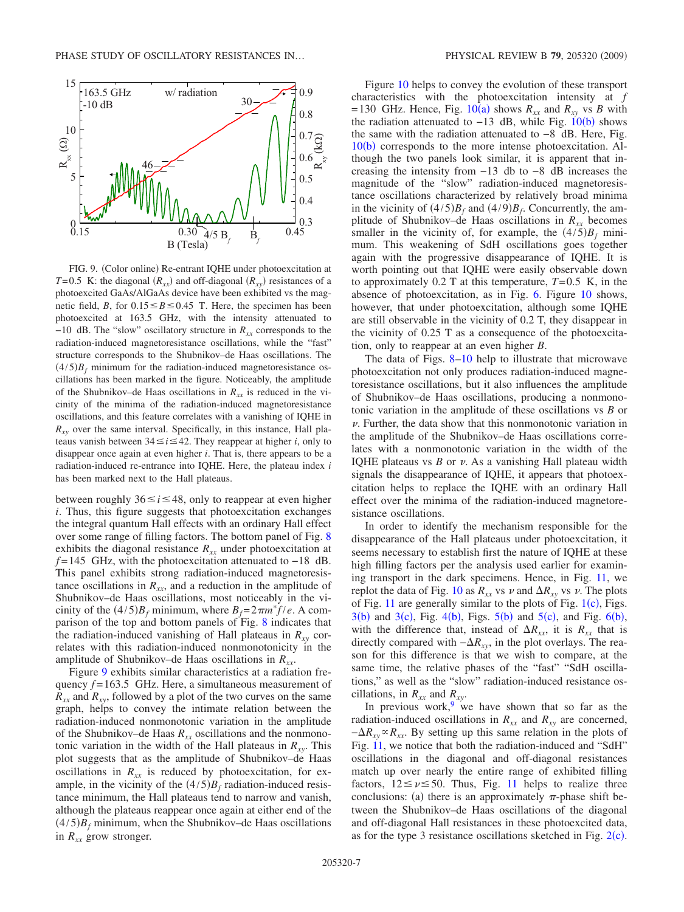FIG. 9. (Color online) Re-entrant IQHE under photoexcitation at $T=0.5$ K: the diagonal ($R_{xx}$) and off-diagonal ($R_{xy}$) resistances of a photoexcited GaAs/AlGaAs device have been exhibited vs the magnetic field, $B$, for $0.15 \leq B \leq 0.45$ T. Here, the specimen has been photoexcited at 163.5 GHz, with the intensity attenuated to $-10$ dB. The "slow" oscillatory structure in $R_{xx}$ corresponds to the radiation-induced magnetoresistance oscillations, while the "fast" structure corresponds to the Shubnikov–de Haas oscillations. The $(4/5)B_f$ minimum for the radiation-induced magnetoresistance oscillations has been marked in the figure. Noticeably, the amplitude of the Shubnikov–de Haas oscillations in $R_{xx}$ is reduced in the vicinity of the minima of the radiation-induced magnetoresistance oscillations, and this feature correlates with a vanishing of IQHE in $R_{xy}$ over the same interval. Specifically, in this instance, Hall plateaus vanish between $34 \leq i \leq 42$. They reappear at higher $i$, only to disappear once again at even higher $i$. That is, there appears to be a radiation-induced re-entrance into IQHE. Here, the plateau index $i$ has been marked next to the Hall plateaus.

between roughly $36 \leq i \leq 48$, only to reappear at even higher $i$. Thus, this figure suggests that photoexcitation exchanges the integral quantum Hall effects with an ordinary Hall effect over some range of filling factors. The bottom panel of Fig. 8 exhibits the diagonal resistance $R_{xx}$ under photoexcitation at $f=145$ GHz, with the photoexcitation attenuated to $-18$ dB. This panel exhibits strong radiation-induced magnetoresistance oscillations in $R_{xx}$, and a reduction in the amplitude of Shubnikov–de Haas oscillations, most noticeably in the vicinity of the $(4/5)B_f$ minimum, where $B_f=2\pi m^* f/e$. A comparison of the top and bottom panels of Fig. 8 indicates that the radiation-induced vanishing of Hall plateaus in $R_{xy}$ correlates with this radiation-induced nonmonotonicity in the amplitude of Shubnikov–de Haas oscillations in $R_{xx}$.

Figure 9 exhibits similar characteristics at a radiation frequency $f=163.5$ GHz. Here, a simultaneous measurement of $R_{xx}$ and $R_{xy}$, followed by a plot of the two curves on the same graph, helps to convey the intimate relation between the radiation-induced nonmonotonic variation in the amplitude of the Shubnikov–de Haas $R_{xx}$ oscillations and the nonmonotonic variation in the width of the Hall plateaus in $R_{xy}$. This plot suggests that as the amplitude of Shubnikov–de Haas oscillations in $R_{xx}$ is reduced by photoexcitation, for example, in the vicinity of the $(4/5)B_f$ radiation-induced resistance minimum, the Hall plateaus tend to narrow and vanish, although the plateaus reappear once again at either end of the $(4/5)B_f$ minimum, when the Shubnikov–de Haas oscillations in $R_{xx}$ grow stronger.

Figure 10 helps to convey the evolution of these transport characteristics with the photoexcitation intensity at $f=130$ GHz. Hence, Fig. 10(a) shows $R_{xx}$ and $R_{xy}$ vs $B$ with the radiation attenuated to $-13$ dB, while Fig. 10(b) shows the same with the radiation attenuated to $-8$ dB. Here, Fig. 10(b) corresponds to the more intense photoexcitation. Although the two panels look similar, it is apparent that increasing the intensity from $-13$ db to $-8$ dB increases the magnitude of the "slow" radiation-induced magnetoresistance oscillations characterized by relatively broad minima in the vicinity of $(4/5)B_f$ and $(4/9)B_f$. Concurrently, the amplitude of Shubnikov–de Haas oscillations in $R_{xx}$ becomes smaller in the vicinity of, for example, the $(4/5)B_f$ minimum. This weakening of SdH oscillations goes together again with the progressive disappearance of IQHE. It is worth pointing out that IQHE were easily observable down to approximately 0.2 T at this temperature, $T=0.5$ K, in the absence of photoexcitation, as in Fig. 6. Figure 10 shows, however, that under photoexcitation, although some IQHE are still observable in the vicinity of 0.2 T, they disappear in the vicinity of 0.25 T as a consequence of the photoexcitation, only to reappear at an even higher $B$.

The data of Figs. 8–10 help to illustrate that microwave photoexcitation not only produces radiation-induced magnetoresistance oscillations, but it also influences the amplitude of Shubnikov–de Haas oscillations, producing a nonmonotonic variation in the amplitude of these oscillations vs $B$ or $\nu$. Further, the data show that this nonmonotonic variation in the amplitude of the Shubnikov–de Haas oscillations correlates with a nonmonotonic variation in the width of the IQHE plateaus vs $B$ or $\nu$. As a vanishing Hall plateau width signals the disappearance of IQHE, it appears that photoexcitation helps to replace the IQHE with an ordinary Hall effect over the minima of the radiation-induced magnetoresistance oscillations.

In order to identify the mechanism responsible for the disappearance of the Hall plateaus under photoexcitation, it seems necessary to establish first the nature of IQHE at these high filling factors per the analysis used earlier for examining transport in the dark specimens. Hence, in Fig. 11, we replot the data of Fig. 10 as $R_{xx}$ vs $\nu$ and $\Delta R_{xy}$ vs $\nu$. The plots of Fig. 11 are generally similar to the plots of Fig. 1(c), Figs. 3(b) and 3(c), Fig. 4(b), Figs. 5(b) and 5(c), and Fig. 6(b), with the difference that, instead of $\Delta R_{xx}$, it is $R_{xx}$ that is directly compared with $-\Delta R_{xy}$, in the plot overlays. The reason for this difference is that we wish to compare, at the same time, the relative phases of the "fast" "SdH oscillations," as well as the "slow" radiation-induced resistance oscillations, in $R_{xx}$ and $R_{xy}$.

In previous work,[9] we have shown that so far as the radiation-induced oscillations in $R_{xx}$ and $R_{xy}$ are concerned, $-\Delta R_{xy} \propto R_{xx}$. By setting up this same relation in the plots of Fig. 11, we notice that both the radiation-induced and "SdH" oscillations in the diagonal and off-diagonal resistances match up over nearly the entire range of exhibited filling factors, $12 \leq \nu \leq 50$. Thus, Fig. 11 helps to realize three conclusions: (a) there is an approximately $\pi$-phase shift between the Shubnikov–de Haas oscillations of the diagonal and off-diagonal Hall resistances in these photoexcited data, as for the type 3 resistance oscillations sketched in Fig. 2(c).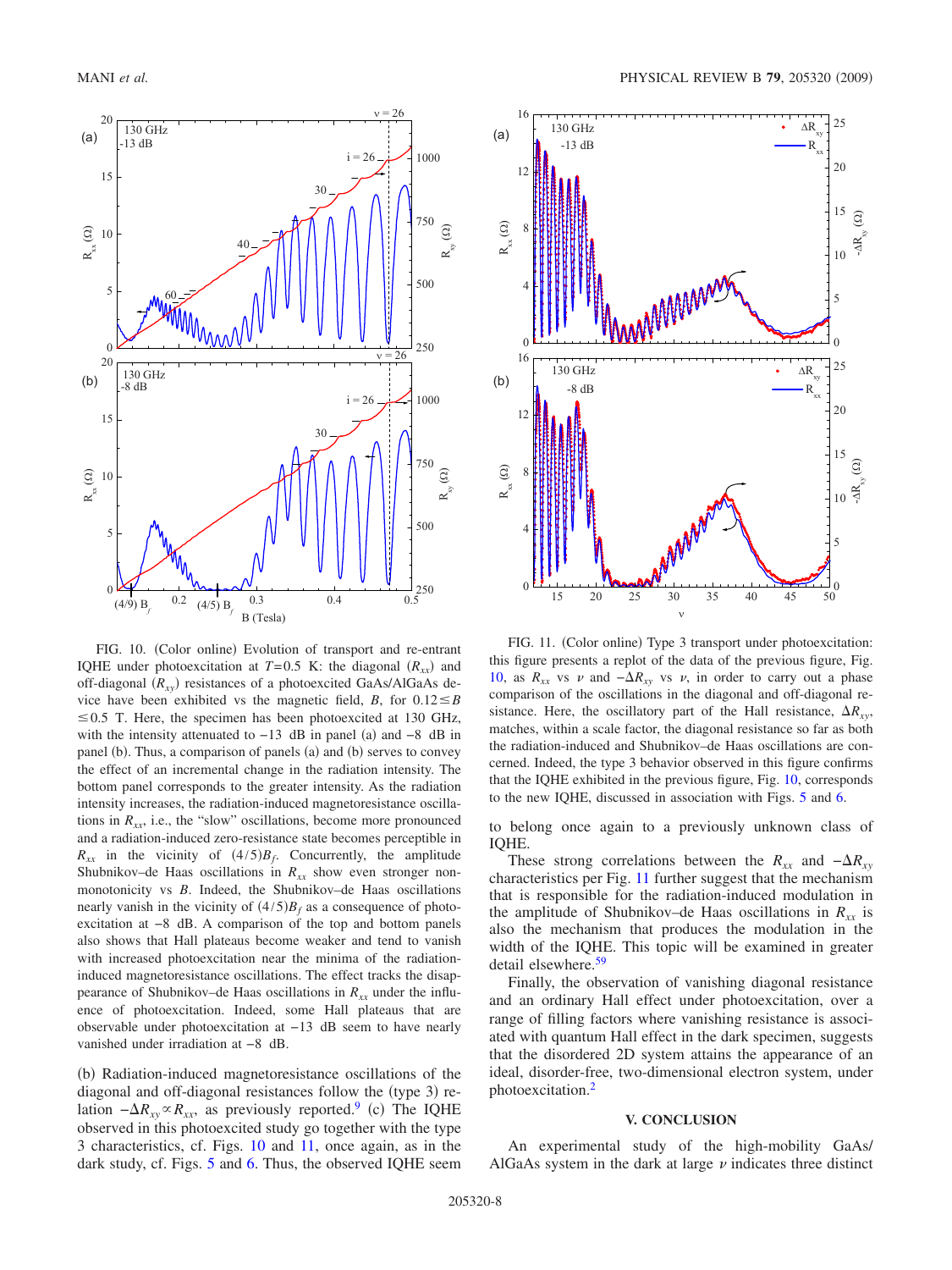FIG. 10. (Color online) Evolution of transport and re-entrant IQHE under photoexcitation at $T=0.5$ K: the diagonal ($R_{xx}$) and off-diagonal ($R_{xy}$) resistances of a photoexcited GaAs/AlGaAs device have been exhibited vs the magnetic field, $B$, for $0.12 \le B \le 0.5$ T. Here, the specimen has been photoexcited at 130 GHz, with the intensity attenuated to $-13$ dB in panel (a) and $-8$ dB in panel (b). Thus, a comparison of panels (a) and (b) serves to convey the effect of an incremental change in the radiation intensity. The bottom panel corresponds to the greater intensity. As the radiation intensity increases, the radiation-induced magnetoresistance oscillations in $R_{xx}$, i.e., the "slow" oscillations, become more pronounced and a radiation-induced zero-resistance state becomes perceptible in $R_{xx}$ in the vicinity of $(4/5)B_f$. Concurrently, the amplitude Shubnikov–de Haas oscillations in $R_{xx}$ show even stronger nonmonotonicity vs $B$. Indeed, the Shubnikov–de Haas oscillations nearly vanish in the vicinity of $(4/5)B_f$ as a consequence of photoexcitation at $-8$ dB. A comparison of the top and bottom panels also shows that Hall plateaus become weaker and tend to vanish with increased photoexcitation near the minima of the radiation-induced magnetoresistance oscillations. The effect tracks the disappearance of Shubnikov–de Haas oscillations in $R_{xx}$ under the influence of photoexcitation. Indeed, some Hall plateaus that are observable under photoexcitation at $-13$ dB seem to have nearly vanished under irradiation at $-8$ dB.

FIG. 11. (Color online) Type 3 transport under photoexcitation: this figure presents a replot of the data of the previous figure, Fig. 10, as $R_{xx}$ vs $\nu$ and $-\Delta R_{xy}$ vs $\nu$, in order to carry out a phase comparison of the oscillations in the diagonal and off-diagonal resistance. Here, the oscillatory part of the Hall resistance, $\Delta R_{xy}$, matches, within a scale factor, the diagonal resistance so far as both the radiation-induced and Shubnikov–de Haas oscillations are concerned. Indeed, the type 3 behavior observed in this figure confirms that the IQHE exhibited in the previous figure, Fig. 10, corresponds to the new IQHE, discussed in association with Figs. 5 and 6.

(b) Radiation-induced magnetoresistance oscillations of the diagonal and off-diagonal resistances follow the (type 3) relation $-\Delta R_{xy} \propto R_{xx}$, as previously reported.[9] (c) The IQHE observed in this photoexcited study go together with the type 3 characteristics, cf. Figs. 10 and 11, once again, as in the dark study, cf. Figs. 5 and 6. Thus, the observed IQHE seem to belong once again to a previously unknown class of IQHE.

These strong correlations between the $R_{xx}$ and $-\Delta R_{xy}$ characteristics per Fig. 11 further suggest that the mechanism that is responsible for the radiation-induced modulation in the amplitude of Shubnikov–de Haas oscillations in $R_{xx}$ is also the mechanism that produces the modulation in the width of the IQHE. This topic will be examined in greater detail elsewhere.[59]

Finally, the observation of vanishing diagonal resistance and an ordinary Hall effect under photoexcitation, over a range of filling factors where vanishing resistance is associated with quantum Hall effect in the dark specimen, suggests that the disordered 2D system attains the appearance of an ideal, disorder-free, two-dimensional electron system, under photoexcitation.[2]

## V. CONCLUSION

An experimental study of the high-mobility GaAs/AlGaAs system in the dark at large $\nu$ indicates three distinct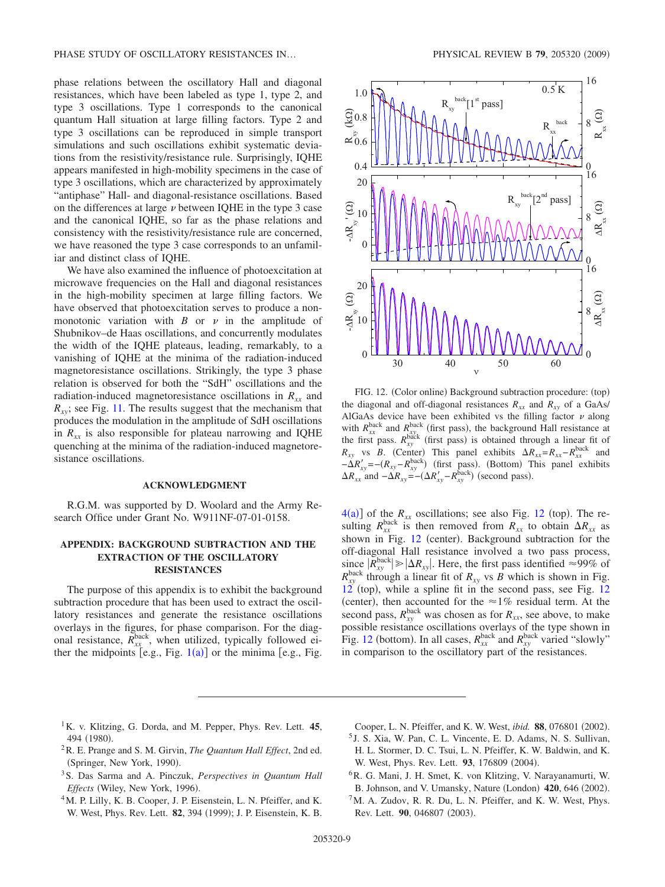phase relations between the oscillatory Hall and diagonal resistances, which have been labeled as type 1, type 2, and type 3 oscillations. Type 1 corresponds to the canonical quantum Hall situation at large filling factors. Type 2 and type 3 oscillations can be reproduced in simple transport simulations and such oscillations exhibit systematic deviations from the resistivity/resistance rule. Surprisingly, IQHE appears manifested in high-mobility specimens in the case of type 3 oscillations, which are characterized by approximately "antiphase" Hall- and diagonal-resistance oscillations. Based on the differences at large $\nu$ between IQHE in the type 3 case and the canonical IQHE, so far as the phase relations and consistency with the resistivity/resistance rule are concerned, we have reasoned the type 3 case corresponds to an unfamiliar and distinct class of IQHE.

We have also examined the influence of photoexcitation at microwave frequencies on the Hall and diagonal resistances in the high-mobility specimen at large filling factors. We have observed that photoexcitation serves to produce a nonmonotonic variation with $B$ or $\nu$ in the amplitude of Shubnikov–de Haas oscillations, and concurrently modulates the width of the IQHE plateaus, leading, remarkably, to a vanishing of IQHE at the minima of the radiation-induced magnetoresistance oscillations. Strikingly, the type 3 phase relation is observed for both the "SdH" oscillations and the radiation-induced magnetoresistance oscillations in $R_{xx}$ and $R_{xy}$; see Fig. 11. The results suggest that the mechanism that produces the modulation in the amplitude of SdH oscillations in $R_{xx}$ is also responsible for plateau narrowing and IQHE quenching at the minima of the radiation-induced magnetoresistance oscillations.

## ACKNOWLEDGMENT

R.G.M. was supported by D. Woolard and the Army Research Office under Grant No. W911NF-07-01-0158.

## APPENDIX: BACKGROUND SUBTRACTION AND THE EXTRACTION OF THE OSCILLATORY RESISTANCES

The purpose of this appendix is to exhibit the background subtraction procedure that has been used to extract the oscillatory resistances and generate the resistance oscillations overlays in the figures, for phase comparison. For the diagonal resistance, $R_{xx}^{back}$, when utilized, typically followed either the midpoints [e.g., Fig. 1(a)] or the minima [e.g., Fig. 4(a)] of the $R_{xx}$ oscillations; see also Fig. 12 (top). The resulting $R_{xx}^{back}$ is then removed from $R_{xx}$ to obtain $\Delta R_{xx}$ as shown in Fig. 12 (center). Background subtraction for the off-diagonal Hall resistance involved a two pass process, since $|R_{xy}^{back}| \gg |\Delta R_{xy}|$. Here, the first pass identified $\approx$99% of $R_{xy}^{back}$ through a linear fit of $R_{xy}$ vs $B$ which is shown in Fig. 12 (top), while a spline fit in the second pass, see Fig. 12 (center), then accounted for the $\approx$1% residual term. At the second pass, $R_{xy}^{back}$ was chosen as for $R_{xx}$, see above, to make possible resistance oscillations overlays of the type shown in Fig. 12 (bottom). In all cases, $R_{xx}^{back}$ and $R_{xy}^{back}$ varied "slowly" in comparison to the oscillatory part of the resistances.

FIG. 12. (Color online) Background subtraction procedure: (top) the diagonal and off-diagonal resistances $R_{xx}$ and $R_{xy}$ of a GaAs/AlGaAs device have been exhibited vs the filling factor $\nu$ along with $R_{xx}^{back}$ and $R_{xy}^{back}$ (first pass), the background Hall resistance at the first pass. $R_{xy}^{back}$ (first pass) is obtained through a linear fit of $R_{xy}$ vs $B$. (Center) This panel exhibits $\Delta R_{xx} = R_{xx} - R_{xx}^{back}$ and $-\Delta R_{xy}' = -(R_{xy} - R_{xy}^{back})$ (first pass). (Bottom) This panel exhibits $\Delta R_{xx}$ and $-\Delta R_{xy} = -(\Delta R_{xy}' - R_{xy}^{back})$ (second pass).

[1] K. v. Klitzing, G. Dorda, and M. Pepper, Phys. Rev. Lett. **45**, 494 (1980).

[2] R. E. Prange and S. M. Girvin, *The Quantum Hall Effect*, 2nd ed. (Springer, New York, 1990).

[3] S. Das Sarma and A. Pinczuk, *Perspectives in Quantum Hall Effects* (Wiley, New York, 1996).

[4] M. P. Lilly, K. B. Cooper, J. P. Eisenstein, L. N. Pfeiffer, and K. W. West, Phys. Rev. Lett. **82**, 394 (1999); J. P. Eisenstein, K. B. Cooper, L. N. Pfeiffer, and K. W. West, *ibid.* **88**, 076801 (2002).

[5] J. S. Xia, W. Pan, C. L. Vincente, E. D. Adams, N. S. Sullivan, H. L. Stormer, D. C. Tsui, L. N. Pfeiffer, K. W. Baldwin, and K. W. West, Phys. Rev. Lett. **93**, 176809 (2004).

[6] R. G. Mani, J. H. Smet, K. von Klitzing, V. Narayanamurti, W. B. Johnson, and V. Umansky, Nature (London) **420**, 646 (2002).

[7] M. A. Zudov, R. R. Du, L. N. Pfeiffer, and K. W. West, Phys. Rev. Lett. **90**, 046807 (2003).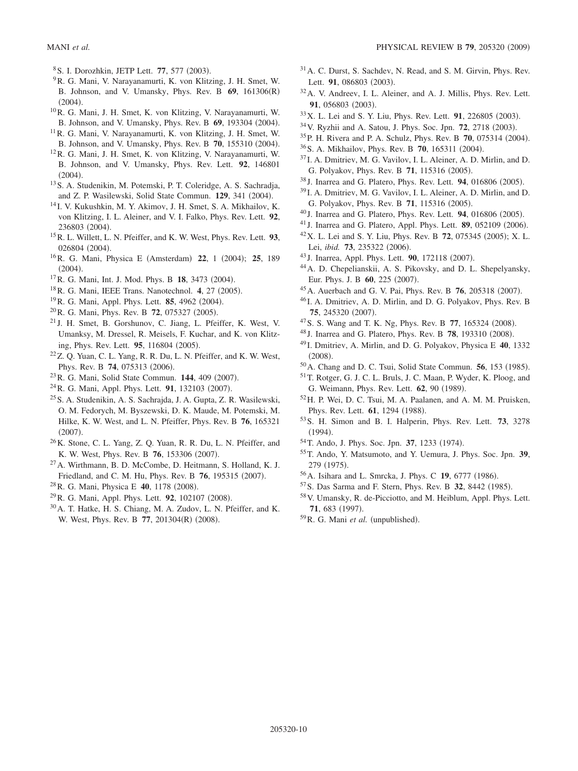[8] S. I. Dorozhkin, JETP Lett. **77**, 577 (2003).

[9] R. G. Mani, V. Narayanamurti, K. von Klitzing, J. H. Smet, W. B. Johnson, and V. Umansky, Phys. Rev. B **69**, 161306(R) (2004).

[10] R. G. Mani, J. H. Smet, K. von Klitzing, V. Narayanamurti, W. B. Johnson, and V. Umansky, Phys. Rev. B **69**, 193304 (2004).

[11] R. G. Mani, V. Narayanamurti, K. von Klitzing, J. H. Smet, W. B. Johnson, and V. Umansky, Phys. Rev. B **70**, 155310 (2004).

[12] R. G. Mani, J. H. Smet, K. von Klitzing, V. Narayanamurti, W. B. Johnson, and V. Umansky, Phys. Rev. Lett. **92**, 146801 (2004).

[13] S. A. Studenikin, M. Potemski, P. T. Coleridge, A. S. Sachradja, and Z. P. Wasilewski, Solid State Commun. **129**, 341 (2004).

[14] I. V. Kukushkin, M. Y. Akimov, J. H. Smet, S. A. Mikhailov, K. von Klitzing, I. L. Aleiner, and V. I. Falko, Phys. Rev. Lett. **92**, 236803 (2004).

[15] R. L. Willett, L. N. Pfeiffer, and K. W. West, Phys. Rev. Lett. **93**, 026804 (2004).

[16] R. G. Mani, Physica E (Amsterdam) **22**, 1 (2004); **25**, 189 (2004).

[17] R. G. Mani, Int. J. Mod. Phys. B **18**, 3473 (2004).

[18] R. G. Mani, IEEE Trans. Nanotechnol. **4**, 27 (2005).

[19] R. G. Mani, Appl. Phys. Lett. **85**, 4962 (2004).

[20] R. G. Mani, Phys. Rev. B **72**, 075327 (2005).

[21] J. H. Smet, B. Gorshunov, C. Jiang, L. Pfeiffer, K. West, V. Umansky, M. Dressel, R. Meisels, F. Kuchar, and K. von Klitzing, Phys. Rev. Lett. **95**, 116804 (2005).

[22] Z. Q. Yuan, C. L. Yang, R. R. Du, L. N. Pfeiffer, and K. W. West, Phys. Rev. B **74**, 075313 (2006).

[23] R. G. Mani, Solid State Commun. **144**, 409 (2007).

[24] R. G. Mani, Appl. Phys. Lett. **91**, 132103 (2007).

[25] S. A. Studenikin, A. S. Sachrajda, J. A. Gupta, Z. R. Wasilewski, O. M. Fedorych, M. Byszewski, D. K. Maude, M. Potemski, M. Hilke, K. W. West, and L. N. Pfeiffer, Phys. Rev. B **76**, 165321 (2007).

[26] K. Stone, C. L. Yang, Z. Q. Yuan, R. R. Du, L. N. Pfeiffer, and K. W. West, Phys. Rev. B **76**, 153306 (2007).

[27] A. Wirthmann, B. D. McCombe, D. Heitmann, S. Holland, K. J. Friedland, and C. M. Hu, Phys. Rev. B **76**, 195315 (2007).

[28] R. G. Mani, Physica E **40**, 1178 (2008).

[29] R. G. Mani, Appl. Phys. Lett. **92**, 102107 (2008).

[30] A. T. Hatke, H. S. Chiang, M. A. Zudov, L. N. Pfeiffer, and K. W. West, Phys. Rev. B **77**, 201304(R) (2008).

[31] A. C. Durst, S. Sachdev, N. Read, and S. M. Girvin, Phys. Rev. Lett. **91**, 086803 (2003).

[32] A. V. Andreev, I. L. Aleiner, and A. J. Millis, Phys. Rev. Lett. **91**, 056803 (2003).

[33] X. L. Lei and S. Y. Liu, Phys. Rev. Lett. **91**, 226805 (2003).

[34] V. Ryzhii and A. Satou, J. Phys. Soc. Jpn. **72**, 2718 (2003).

[35] P. H. Rivera and P. A. Schulz, Phys. Rev. B **70**, 075314 (2004).

[36] S. A. Mikhailov, Phys. Rev. B **70**, 165311 (2004).

[37] I. A. Dmitriev, M. G. Vavilov, I. L. Aleiner, A. D. Mirlin, and D. G. Polyakov, Phys. Rev. B **71**, 115316 (2005).

[38] J. Inarrea and G. Platero, Phys. Rev. Lett. **94**, 016806 (2005).

[39] I. A. Dmitriev, M. G. Vavilov, I. L. Aleiner, A. D. Mirlin, and D. G. Polyakov, Phys. Rev. B **71**, 115316 (2005).

[40] J. Inarrea and G. Platero, Phys. Rev. Lett. **94**, 016806 (2005).

[41] J. Inarrea and G. Platero, Appl. Phys. Lett. **89**, 052109 (2006).

[42] X. L. Lei and S. Y. Liu, Phys. Rev. B **72**, 075345 (2005); X. L. Lei, *ibid.* **73**, 235322 (2006).

[43] J. Inarrea, Appl. Phys. Lett. **90**, 172118 (2007).

[44] A. D. Chepelianskii, A. S. Pikovsky, and D. L. Shepelyansky, Eur. Phys. J. B **60**, 225 (2007).

[45] A. Auerbach and G. V. Pai, Phys. Rev. B **76**, 205318 (2007).

[46] I. A. Dmitriev, A. D. Mirlin, and D. G. Polyakov, Phys. Rev. B **75**, 245320 (2007).

[47] S. S. Wang and T. K. Ng, Phys. Rev. B **77**, 165324 (2008).

[48] J. Inarrea and G. Platero, Phys. Rev. B **78**, 193310 (2008).

[49] I. Dmitriev, A. Mirlin, and D. G. Polyakov, Physica E **40**, 1332 (2008).

[50] A. Chang and D. C. Tsui, Solid State Commun. **56**, 153 (1985).

[51] T. Rotger, G. J. C. L. Bruls, J. C. Maan, P. Wyder, K. Ploog, and G. Weimann, Phys. Rev. Lett. **62**, 90 (1989).

[52] H. P. Wei, D. C. Tsui, M. A. Paalanen, and A. M. M. Pruisken, Phys. Rev. Lett. **61**, 1294 (1988).

[53] S. H. Simon and B. I. Halperin, Phys. Rev. Lett. **73**, 3278 (1994).

[54] T. Ando, J. Phys. Soc. Jpn. **37**, 1233 (1974).

[55] T. Ando, Y. Matsumoto, and Y. Uemura, J. Phys. Soc. Jpn. **39**, 279 (1975).

[56] A. Isihara and L. Smrcka, J. Phys. C **19**, 6777 (1986).

[57] S. Das Sarma and F. Stern, Phys. Rev. B **32**, 8442 (1985).

[58] V. Umansky, R. de-Picciotto, and M. Heiblum, Appl. Phys. Lett. **71**, 683 (1997).

[59] R. G. Mani *et al.* (unpublished).